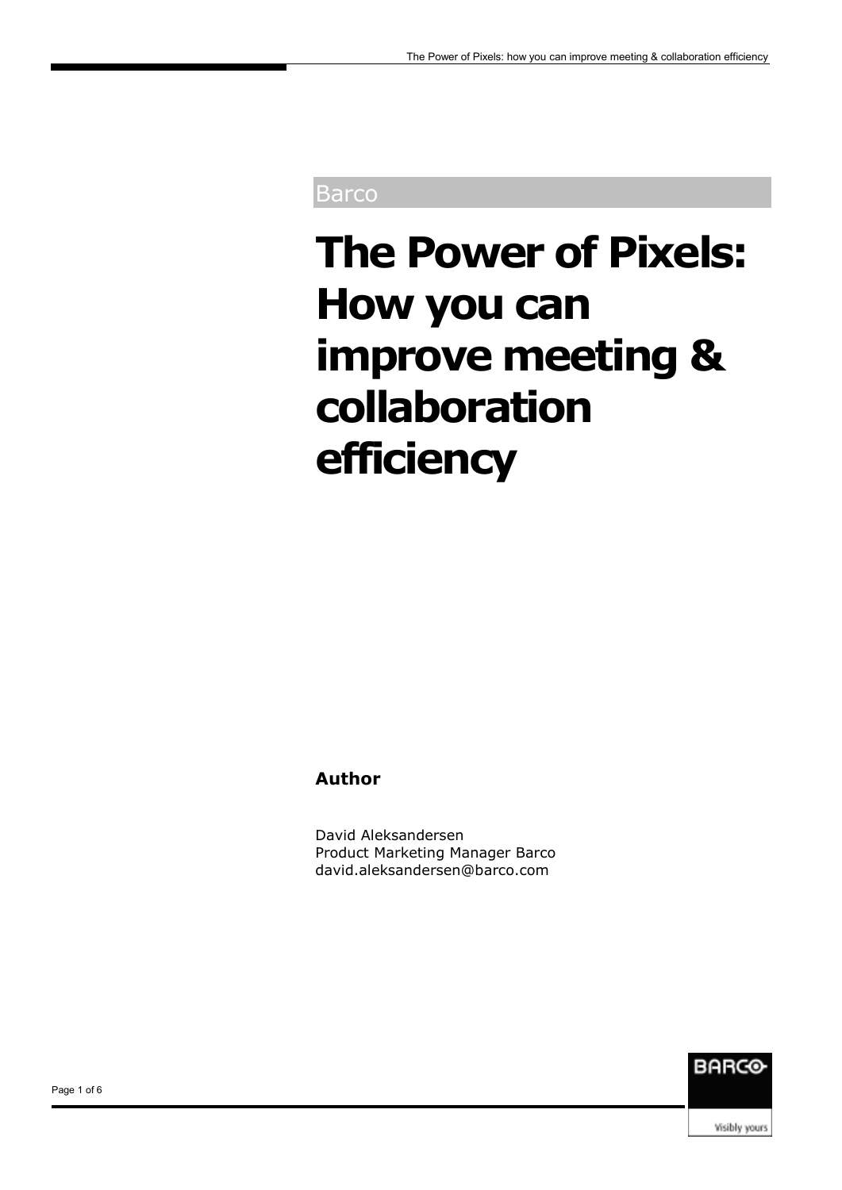Barco

# The Power of Pixels: How you can improve meeting & collaboration efficiency

**Author**

David Aleksandersen
Product Marketing Manager Barco
david.aleksandersen@barco.com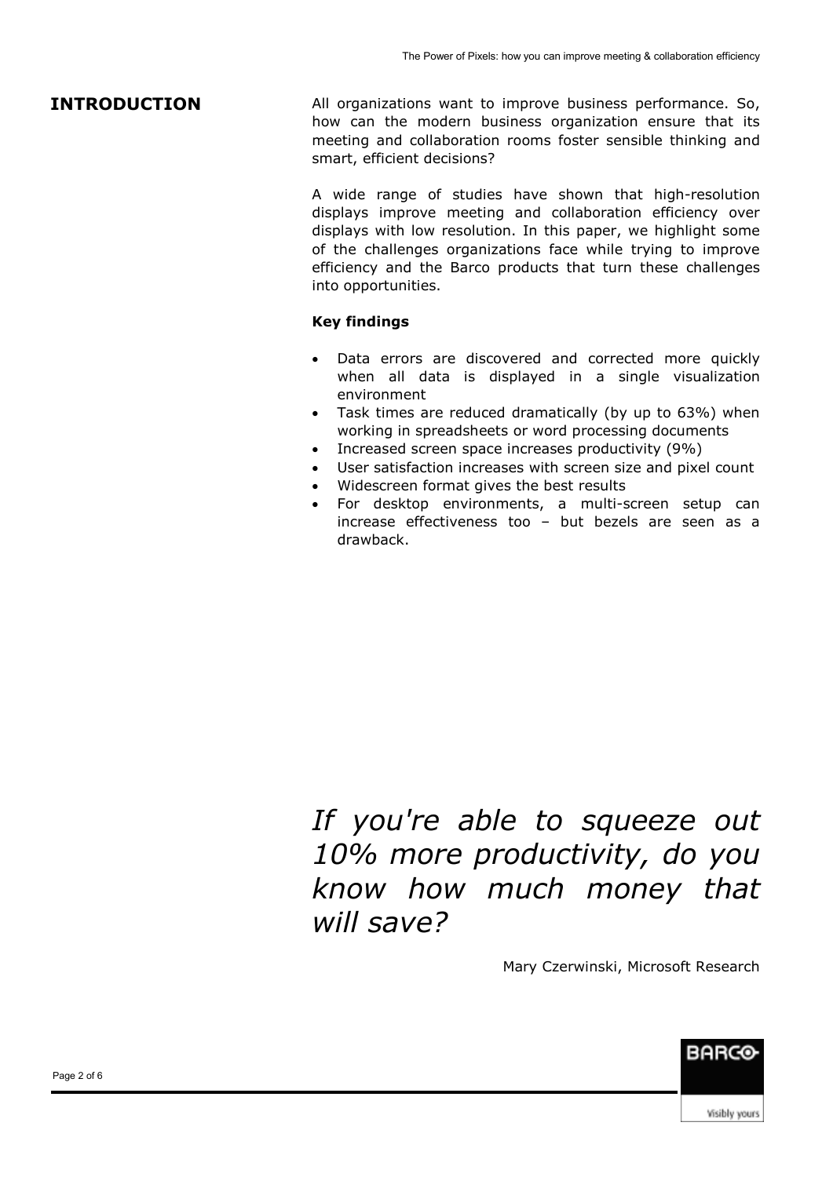# INTRODUCTION

All organizations want to improve business performance. So, how can the modern business organization ensure that its meeting and collaboration rooms foster sensible thinking and smart, efficient decisions?

A wide range of studies have shown that high-resolution displays improve meeting and collaboration efficiency over displays with low resolution. In this paper, we highlight some of the challenges organizations face while trying to improve efficiency and the Barco products that turn these challenges into opportunities.

**Key findings**

- Data errors are discovered and corrected more quickly when all data is displayed in a single visualization environment
- Task times are reduced dramatically (by up to 63%) when working in spreadsheets or word processing documents
- Increased screen space increases productivity (9%)
- User satisfaction increases with screen size and pixel count
- Widescreen format gives the best results
- For desktop environments, a multi-screen setup can increase effectiveness too – but bezels are seen as a drawback.

*If you're able to squeeze out 10% more productivity, do you know how much money that will save?*

Mary Czerwinski, Microsoft Research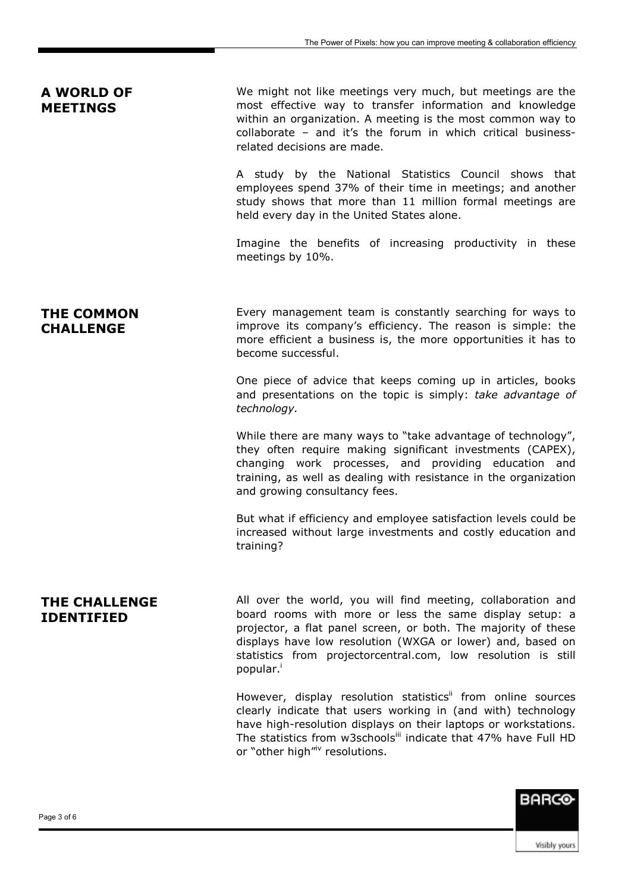## A WORLD OF MEETINGS

We might not like meetings very much, but meetings are the most effective way to transfer information and knowledge within an organization. A meeting is the most common way to collaborate – and it's the forum in which critical business-related decisions are made.

A study by the National Statistics Council shows that employees spend 37% of their time in meetings; and another study shows that more than 11 million formal meetings are held every day in the United States alone.

Imagine the benefits of increasing productivity in these meetings by 10%.

## THE COMMON CHALLENGE

Every management team is constantly searching for ways to improve its company's efficiency. The reason is simple: the more efficient a business is, the more opportunities it has to become successful.

One piece of advice that keeps coming up in articles, books and presentations on the topic is simply: *take advantage of technology.*

While there are many ways to "take advantage of technology", they often require making significant investments (CAPEX), changing work processes, and providing education and training, as well as dealing with resistance in the organization and growing consultancy fees.

But what if efficiency and employee satisfaction levels could be increased without large investments and costly education and training?

## THE CHALLENGE IDENTIFIED

All over the world, you will find meeting, collaboration and board rooms with more or less the same display setup: a projector, a flat panel screen, or both. The majority of these displays have low resolution (WXGA or lower) and, based on statistics from projectorcentral.com, low resolution is still popular.[i]

However, display resolution statistics[ii] from online sources clearly indicate that users working in (and with) technology have high-resolution displays on their laptops or workstations. The statistics from w3schools[iii] indicate that 47% have Full HD or "other high"[iv] resolutions.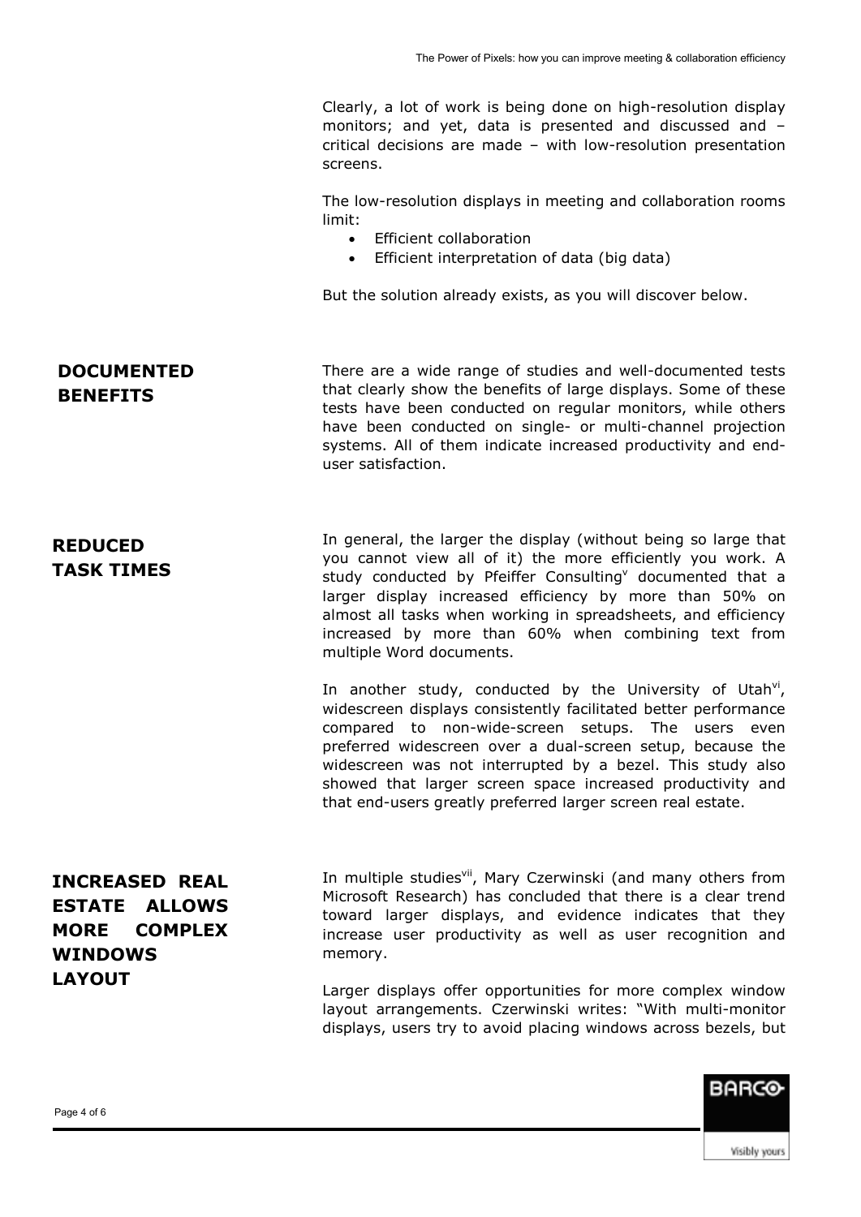Clearly, a lot of work is being done on high-resolution display monitors; and yet, data is presented and discussed and – critical decisions are made – with low-resolution presentation screens.

The low-resolution displays in meeting and collaboration rooms limit:

- Efficient collaboration
- Efficient interpretation of data (big data)

But the solution already exists, as you will discover below.

## DOCUMENTED BENEFITS

There are a wide range of studies and well-documented tests that clearly show the benefits of large displays. Some of these tests have been conducted on regular monitors, while others have been conducted on single- or multi-channel projection systems. All of them indicate increased productivity and end-user satisfaction.

## REDUCED TASK TIMES

In general, the larger the display (without being so large that you cannot view all of it) the more efficiently you work. A study conducted by Pfeiffer Consulting[v] documented that a larger display increased efficiency by more than 50% on almost all tasks when working in spreadsheets, and efficiency increased by more than 60% when combining text from multiple Word documents.

In another study, conducted by the University of Utah[vi], widescreen displays consistently facilitated better performance compared to non-wide-screen setups. The users even preferred widescreen over a dual-screen setup, because the widescreen was not interrupted by a bezel. This study also showed that larger screen space increased productivity and that end-users greatly preferred larger screen real estate.

## INCREASED REAL ESTATE ALLOWS MORE COMPLEX WINDOWS LAYOUT

In multiple studies[vii], Mary Czerwinski (and many others from Microsoft Research) has concluded that there is a clear trend toward larger displays, and evidence indicates that they increase user productivity as well as user recognition and memory.

Larger displays offer opportunities for more complex window layout arrangements. Czerwinski writes: "With multi-monitor displays, users try to avoid placing windows across bezels, but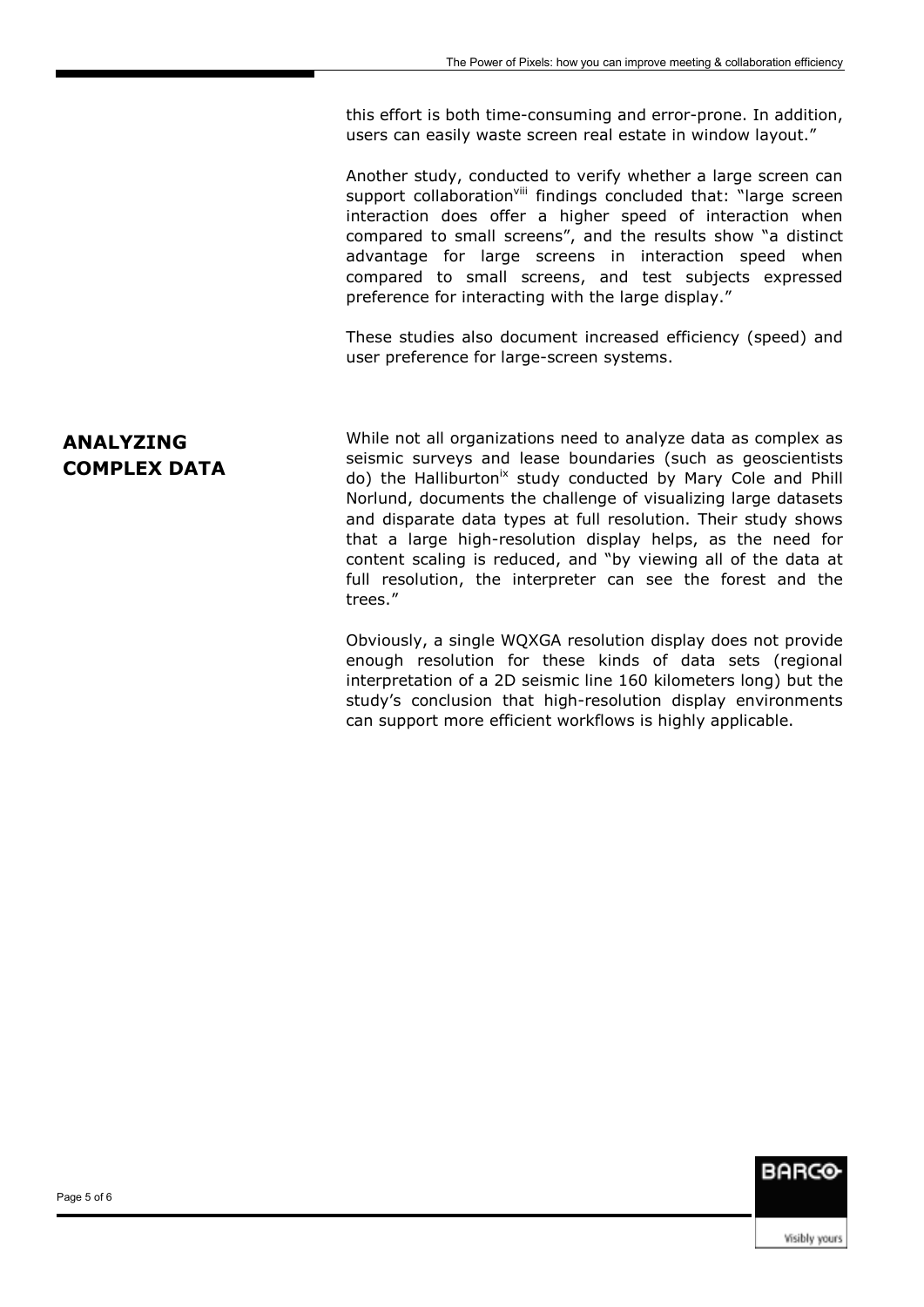this effort is both time-consuming and error-prone. In addition, users can easily waste screen real estate in window layout."

Another study, conducted to verify whether a large screen can support collaboration[viii] findings concluded that: "large screen interaction does offer a higher speed of interaction when compared to small screens", and the results show "a distinct advantage for large screens in interaction speed when compared to small screens, and test subjects expressed preference for interacting with the large display."

These studies also document increased efficiency (speed) and user preference for large-screen systems.

## ANALYZING COMPLEX DATA

While not all organizations need to analyze data as complex as seismic surveys and lease boundaries (such as geoscientists do) the Halliburton[ix] study conducted by Mary Cole and Phill Norlund, documents the challenge of visualizing large datasets and disparate data types at full resolution. Their study shows that a large high-resolution display helps, as the need for content scaling is reduced, and "by viewing all of the data at full resolution, the interpreter can see the forest and the trees."

Obviously, a single WQXGA resolution display does not provide enough resolution for these kinds of data sets (regional interpretation of a 2D seismic line 160 kilometers long) but the study's conclusion that high-resolution display environments can support more efficient workflows is highly applicable.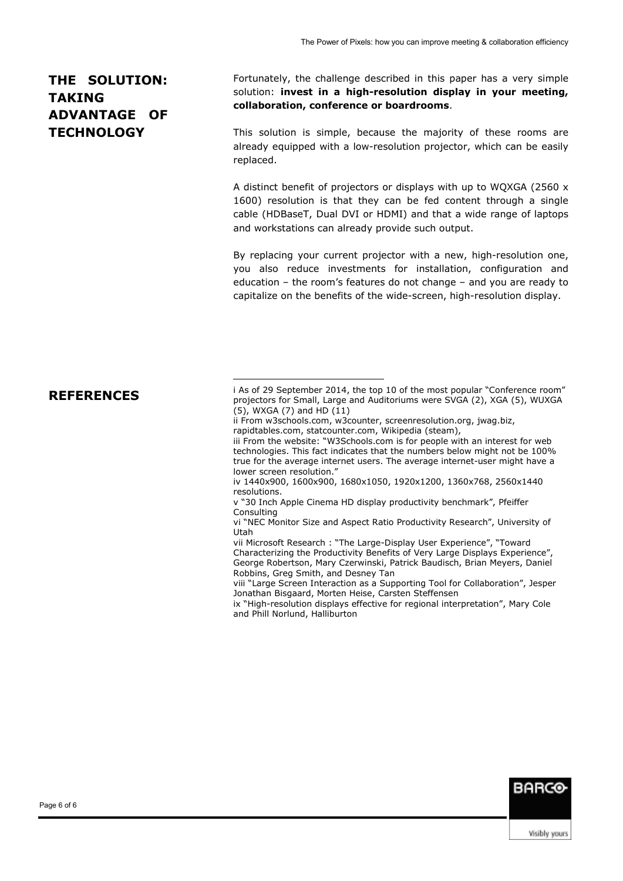## THE SOLUTION: TAKING ADVANTAGE OF TECHNOLOGY

Fortunately, the challenge described in this paper has a very simple solution: **invest in a high-resolution display in your meeting, collaboration, conference or boardrooms**.

This solution is simple, because the majority of these rooms are already equipped with a low-resolution projector, which can be easily replaced.

A distinct benefit of projectors or displays with up to WQXGA (2560 x 1600) resolution is that they can be fed content through a single cable (HDBaseT, Dual DVI or HDMI) and that a wide range of laptops and workstations can already provide such output.

By replacing your current projector with a new, high-resolution one, you also reduce investments for installation, configuration and education – the room's features do not change – and you are ready to capitalize on the benefits of the wide-screen, high-resolution display.

## REFERENCES

i As of 29 September 2014, the top 10 of the most popular "Conference room" projectors for Small, Large and Auditoriums were SVGA (2), XGA (5), WUXGA (5), WXGA (7) and HD (11)

ii From w3schools.com, w3counter, screenresolution.org, jwag.biz, rapidtables.com, statcounter.com, Wikipedia (steam),

iii From the website: "W3Schools.com is for people with an interest for web technologies. This fact indicates that the numbers below might not be 100% true for the average internet users. The average internet-user might have a lower screen resolution."

iv 1440x900, 1600x900, 1680x1050, 1920x1200, 1360x768, 2560x1440 resolutions.

v "30 Inch Apple Cinema HD display productivity benchmark", Pfeiffer Consulting

vi "NEC Monitor Size and Aspect Ratio Productivity Research", University of Utah

vii Microsoft Research : "The Large-Display User Experience", "Toward Characterizing the Productivity Benefits of Very Large Displays Experience", George Robertson, Mary Czerwinski, Patrick Baudisch, Brian Meyers, Daniel Robbins, Greg Smith, and Desney Tan

viii "Large Screen Interaction as a Supporting Tool for Collaboration", Jesper Jonathan Bisgaard, Morten Heise, Carsten Steffensen

ix "High-resolution displays effective for regional interpretation", Mary Cole and Phill Norlund, Halliburton